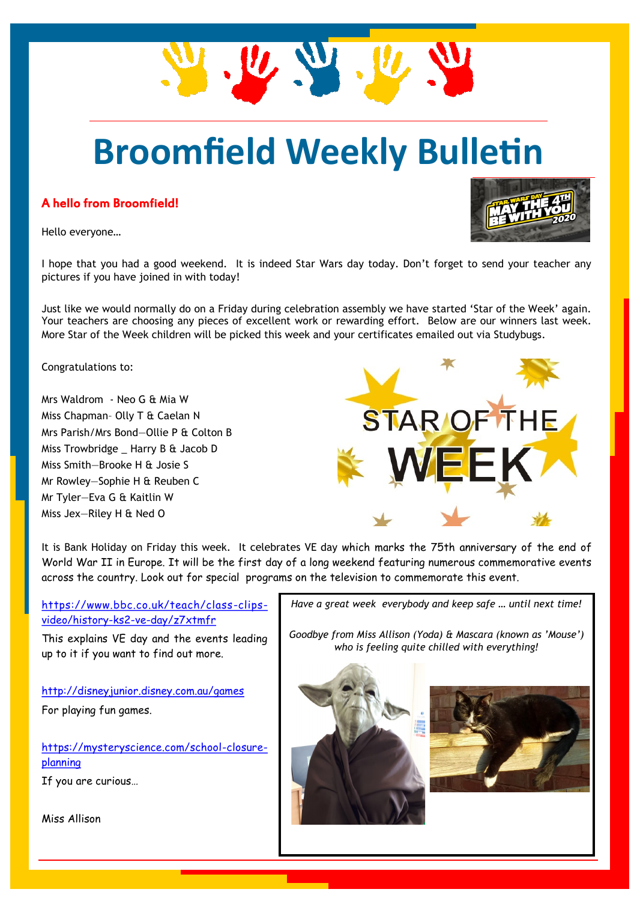# Broomfield Weekly Bulletin

## A hello from Broomfield!

Hello everyone…

I hope that you had a good weekend. It is indeed Star Wars day today. Don't forget to send your teacher any pictures if you have joined in with today!

Just like we would normally do on a Friday during celebration assembly we have started 'Star of the Week' again. Your teachers are choosing any pieces of excellent work or rewarding effort. Below are our winners last week. More Star of the Week children will be picked this week and your certificates emailed out via Studybugs.

Congratulations to:

Mrs Waldrom - Neo G & Mia W
Miss Chapman- Olly T & Caelan N
Mrs Parish/Mrs Bond—Ollie P & Colton B
Miss Trowbridge _ Harry B & Jacob D
Miss Smith—Brooke H & Josie S
Mr Rowley—Sophie H & Reuben C
Mr Tyler—Eva G & Kaitlin W
Miss Jex—Riley H & Ned O

It is Bank Holiday on Friday this week. It celebrates VE day which marks the 75th anniversary of the end of World War II in Europe. It will be the first day of a long weekend featuring numerous commemorative events across the country. Look out for special programs on the television to commemorate this event.

https://www.bbc.co.uk/teach/class-clips-video/history-ks2-ve-day/z7xtmfr

This explains VE day and the events leading up to it if you want to find out more.

http://disneyjunior.disney.com.au/games

For playing fun games.

https://mysteryscience.com/school-closure-planning

If you are curious…

Miss Allison

*Have a great week everybody and keep safe … until next time!*

*Goodbye from Miss Allison (Yoda) & Mascara (known as 'Mouse') who is feeling quite chilled with everything!*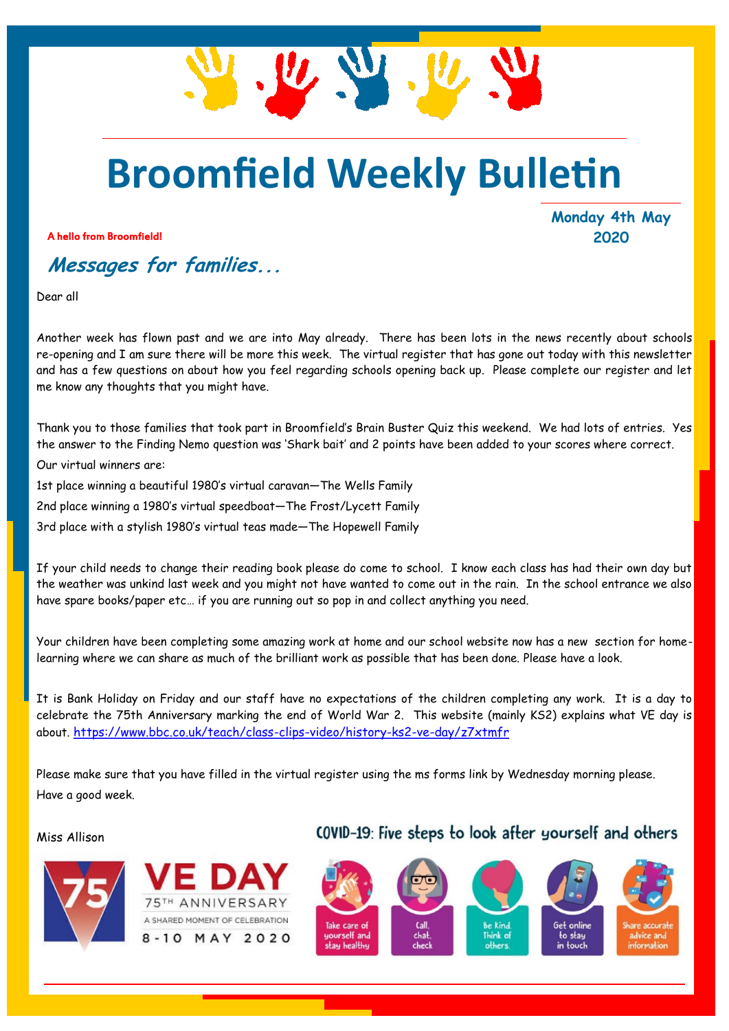# Broomfield Weekly Bulletin

**Monday 4th May 2020**

**A hello from Broomfield!**

## *Messages for families...*

Dear all

Another week has flown past and we are into May already. There has been lots in the news recently about schools re-opening and I am sure there will be more this week. The virtual register that has gone out today with this newsletter and has a few questions on about how you feel regarding schools opening back up. Please complete our register and let me know any thoughts that you might have.

Thank you to those families that took part in Broomfield's Brain Buster Quiz this weekend. We had lots of entries. Yes the answer to the Finding Nemo question was 'Shark bait' and 2 points have been added to your scores where correct.

Our virtual winners are:

1st place winning a beautiful 1980's virtual caravan—The Wells Family

2nd place winning a 1980's virtual speedboat—The Frost/Lycett Family

3rd place with a stylish 1980's virtual teas made—The Hopewell Family

If your child needs to change their reading book please do come to school. I know each class has had their own day but the weather was unkind last week and you might not have wanted to come out in the rain. In the school entrance we also have spare books/paper etc… if you are running out so pop in and collect anything you need.

Your children have been completing some amazing work at home and our school website now has a new section for home-learning where we can share as much of the brilliant work as possible that has been done. Please have a look.

It is Bank Holiday on Friday and our staff have no expectations of the children completing any work. It is a day to celebrate the 75th Anniversary marking the end of World War 2. This website (mainly KS2) explains what VE day is about. https://www.bbc.co.uk/teach/class-clips-video/history-ks2-ve-day/z7xtmfr

Please make sure that you have filled in the virtual register using the ms forms link by Wednesday morning please.

Have a good week.

Miss Allison

VE DAY
75TH ANNIVERSARY
A SHARED MOMENT OF CELEBRATION
8-10 MAY 2020

COVID-19: Five steps to look after yourself and others

Take care of yourself and stay healthy

Call, chat, check

Be Kind. Think of others.

Get online to stay in touch

Share accurate advice and information